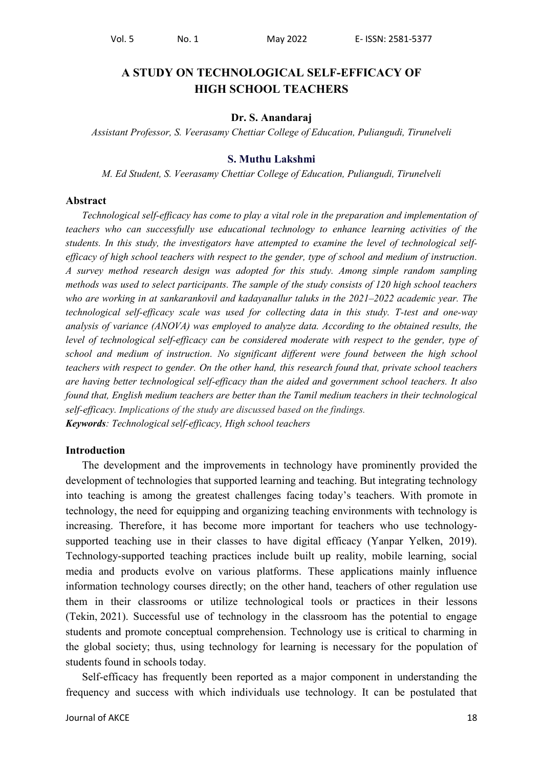# A STUDY ON TECHNOLOGICAL SELF-EFFICACY OF HIGH SCHOOL TEACHERS

**Dr. S. Anandaraj**

*Assistant Professor, S. Veerasamy Chettiar College of Education, Puliangudi, Tirunelveli*

**S. Muthu Lakshmi**

*M. Ed Student, S. Veerasamy Chettiar College of Education, Puliangudi, Tirunelveli*

## Abstract

*Technological self-efficacy has come to play a vital role in the preparation and implementation of teachers who can successfully use educational technology to enhance learning activities of the students. In this study, the investigators have attempted to examine the level of technological self-efficacy of high school teachers with respect to the gender, type of school and medium of instruction. A survey method research design was adopted for this study. Among simple random sampling methods was used to select participants. The sample of the study consists of 120 high school teachers who are working in at sankarankovil and kadayanallur taluks in the 2021–2022 academic year. The technological self-efficacy scale was used for collecting data in this study. T-test and one-way analysis of variance (ANOVA) was employed to analyze data. According to the obtained results, the level of technological self-efficacy can be considered moderate with respect to the gender, type of school and medium of instruction. No significant different were found between the high school teachers with respect to gender. On the other hand, this research found that, private school teachers are having better technological self-efficacy than the aided and government school teachers. It also found that, English medium teachers are better than the Tamil medium teachers in their technological self-efficacy. Implications of the study are discussed based on the findings.*

***Keywords**: Technological self-efficacy, High school teachers*

## Introduction

The development and the improvements in technology have prominently provided the development of technologies that supported learning and teaching. But integrating technology into teaching is among the greatest challenges facing today's teachers. With promote in technology, the need for equipping and organizing teaching environments with technology is increasing. Therefore, it has become more important for teachers who use technology-supported teaching use in their classes to have digital efficacy (Yanpar Yelken, 2019). Technology-supported teaching practices include built up reality, mobile learning, social media and products evolve on various platforms. These applications mainly influence information technology courses directly; on the other hand, teachers of other regulation use them in their classrooms or utilize technological tools or practices in their lessons (Tekin, 2021). Successful use of technology in the classroom has the potential to engage students and promote conceptual comprehension. Technology use is critical to charming in the global society; thus, using technology for learning is necessary for the population of students found in schools today.

Self-efficacy has frequently been reported as a major component in understanding the frequency and success with which individuals use technology. It can be postulated that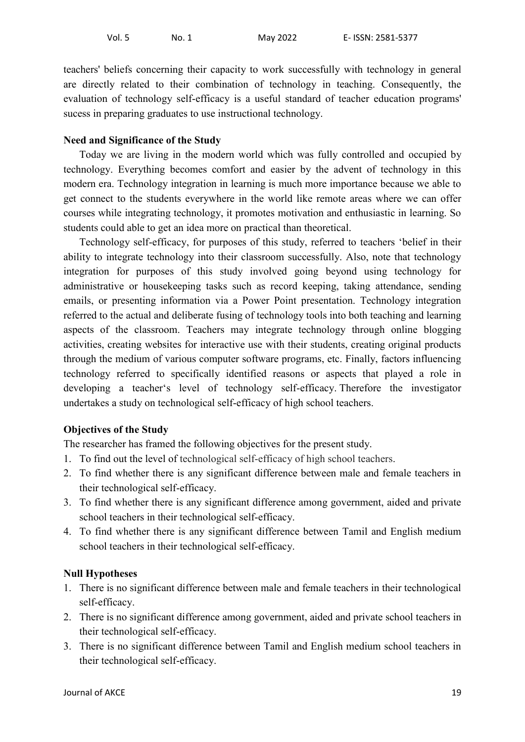teachers' beliefs concerning their capacity to work successfully with technology in general are directly related to their combination of technology in teaching. Consequently, the evaluation of technology self-efficacy is a useful standard of teacher education programs' sucess in preparing graduates to use instructional technology.

**Need and Significance of the Study**

Today we are living in the modern world which was fully controlled and occupied by technology. Everything becomes comfort and easier by the advent of technology in this modern era. Technology integration in learning is much more importance because we able to get connect to the students everywhere in the world like remote areas where we can offer courses while integrating technology, it promotes motivation and enthusiastic in learning. So students could able to get an idea more on practical than theoretical.

Technology self-efficacy, for purposes of this study, referred to teachers 'belief in their ability to integrate technology into their classroom successfully. Also, note that technology integration for purposes of this study involved going beyond using technology for administrative or housekeeping tasks such as record keeping, taking attendance, sending emails, or presenting information via a Power Point presentation. Technology integration referred to the actual and deliberate fusing of technology tools into both teaching and learning aspects of the classroom. Teachers may integrate technology through online blogging activities, creating websites for interactive use with their students, creating original products through the medium of various computer software programs, etc. Finally, factors influencing technology referred to specifically identified reasons or aspects that played a role in developing a teacher's level of technology self-efficacy. Therefore the investigator undertakes a study on technological self-efficacy of high school teachers.

**Objectives of the Study**

The researcher has framed the following objectives for the present study.

1. To find out the level of technological self-efficacy of high school teachers.
2. To find whether there is any significant difference between male and female teachers in their technological self-efficacy.
3. To find whether there is any significant difference among government, aided and private school teachers in their technological self-efficacy.
4. To find whether there is any significant difference between Tamil and English medium school teachers in their technological self-efficacy.

**Null Hypotheses**

1. There is no significant difference between male and female teachers in their technological self-efficacy.
2. There is no significant difference among government, aided and private school teachers in their technological self-efficacy.
3. There is no significant difference between Tamil and English medium school teachers in their technological self-efficacy.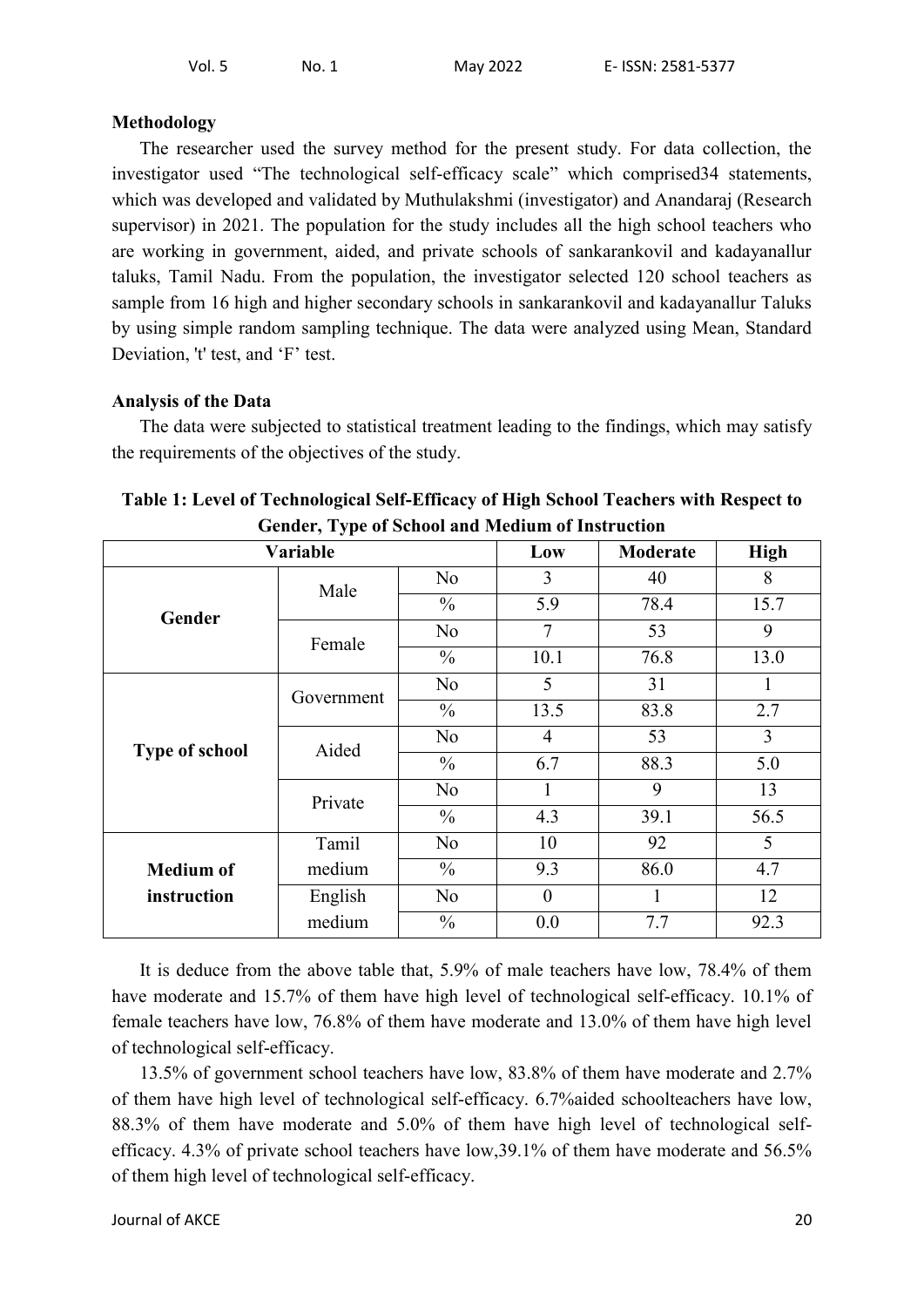## Methodology

The researcher used the survey method for the present study. For data collection, the investigator used "The technological self-efficacy scale" which comprised34 statements, which was developed and validated by Muthulakshmi (investigator) and Anandaraj (Research supervisor) in 2021. The population for the study includes all the high school teachers who are working in government, aided, and private schools of sankarankovil and kadayanallur taluks, Tamil Nadu. From the population, the investigator selected 120 school teachers as sample from 16 high and higher secondary schools in sankarankovil and kadayanallur Taluks by using simple random sampling technique. The data were analyzed using Mean, Standard Deviation, 't' test, and 'F' test.

## Analysis of the Data

The data were subjected to statistical treatment leading to the findings, which may satisfy the requirements of the objectives of the study.

**Table 1: Level of Technological Self-Efficacy of High School Teachers with Respect to Gender, Type of School and Medium of Instruction**

| Variable | | | Low | Moderate | High |
|---|---|---|---|---|---|
| **Gender** | Male | No | 3 | 40 | 8 |
| | | % | 5.9 | 78.4 | 15.7 |
| | Female | No | 7 | 53 | 9 |
| | | % | 10.1 | 76.8 | 13.0 |
| **Type of school** | Government | No | 5 | 31 | 1 |
| | | % | 13.5 | 83.8 | 2.7 |
| | Aided | No | 4 | 53 | 3 |
| | | % | 6.7 | 88.3 | 5.0 |
| | Private | No | 1 | 9 | 13 |
| | | % | 4.3 | 39.1 | 56.5 |
| **Medium of instruction** | Tamil medium | No | 10 | 92 | 5 |
| | | % | 9.3 | 86.0 | 4.7 |
| | English medium | No | 0 | 1 | 12 |
| | | % | 0.0 | 7.7 | 92.3 |

It is deduce from the above table that, 5.9% of male teachers have low, 78.4% of them have moderate and 15.7% of them have high level of technological self-efficacy. 10.1% of female teachers have low, 76.8% of them have moderate and 13.0% of them have high level of technological self-efficacy.

13.5% of government school teachers have low, 83.8% of them have moderate and 2.7% of them have high level of technological self-efficacy. 6.7%aided schoolteachers have low, 88.3% of them have moderate and 5.0% of them have high level of technological self-efficacy. 4.3% of private school teachers have low,39.1% of them have moderate and 56.5% of them high level of technological self-efficacy.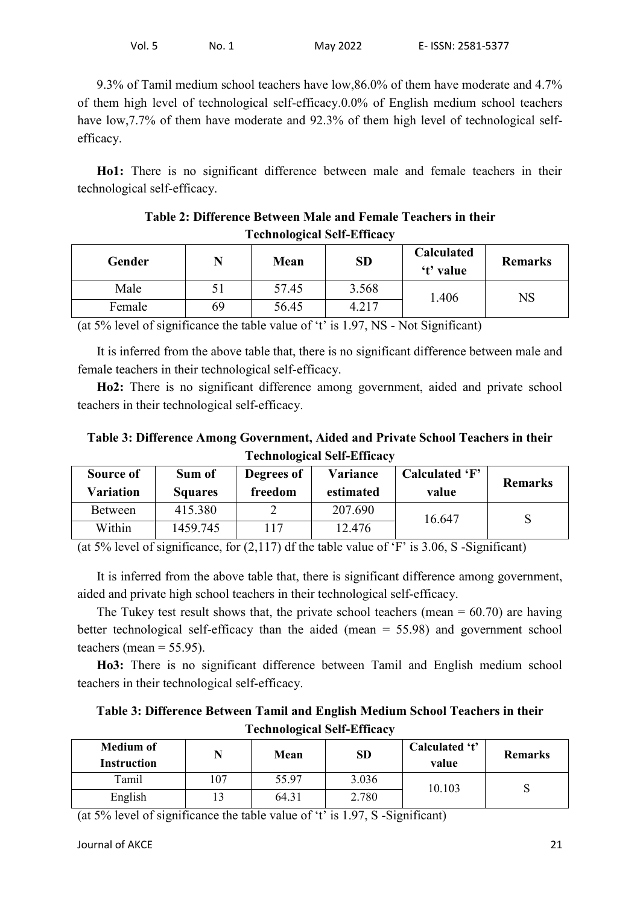9.3% of Tamil medium school teachers have low,86.0% of them have moderate and 4.7% of them high level of technological self-efficacy.0.0% of English medium school teachers have low,7.7% of them have moderate and 92.3% of them high level of technological self-efficacy.

**Ho1:** There is no significant difference between male and female teachers in their technological self-efficacy.

**Table 2: Difference Between Male and Female Teachers in their Technological Self-Efficacy**

| Gender | N | Mean | SD | Calculated 't' value | Remarks |
|---|---|---|---|---|---|
| Male | 51 | 57.45 | 3.568 | 1.406 | NS |
| Female | 69 | 56.45 | 4.217 | | |

(at 5% level of significance the table value of 't' is 1.97, NS - Not Significant)

It is inferred from the above table that, there is no significant difference between male and female teachers in their technological self-efficacy.

**Ho2:** There is no significant difference among government, aided and private school teachers in their technological self-efficacy.

**Table 3: Difference Among Government, Aided and Private School Teachers in their Technological Self-Efficacy**

| Source of Variation | Sum of Squares | Degrees of freedom | Variance estimated | Calculated 'F' value | Remarks |
|---|---|---|---|---|---|
| Between | 415.380 | 2 | 207.690 | 16.647 | S |
| Within | 1459.745 | 117 | 12.476 | | |

(at 5% level of significance, for (2,117) df the table value of 'F' is 3.06, S -Significant)

It is inferred from the above table that, there is significant difference among government, aided and private high school teachers in their technological self-efficacy.

The Tukey test result shows that, the private school teachers (mean = 60.70) are having better technological self-efficacy than the aided (mean = 55.98) and government school teachers (mean = 55.95).

**Ho3:** There is no significant difference between Tamil and English medium school teachers in their technological self-efficacy.

**Table 3: Difference Between Tamil and English Medium School Teachers in their Technological Self-Efficacy**

| Medium of Instruction | N | Mean | SD | Calculated 't' value | Remarks |
|---|---|---|---|---|---|
| Tamil | 107 | 55.97 | 3.036 | 10.103 | S |
| English | 13 | 64.31 | 2.780 | | |

(at 5% level of significance the table value of 't' is 1.97, S -Significant)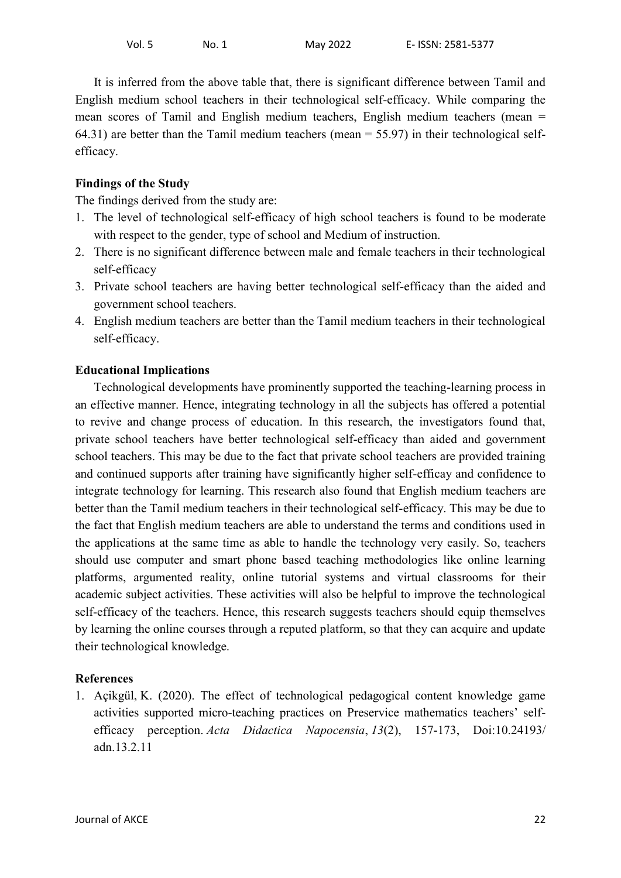It is inferred from the above table that, there is significant difference between Tamil and English medium school teachers in their technological self-efficacy. While comparing the mean scores of Tamil and English medium teachers, English medium teachers (mean = 64.31) are better than the Tamil medium teachers (mean = 55.97) in their technological self-efficacy.

### Findings of the Study

The findings derived from the study are:

1. The level of technological self-efficacy of high school teachers is found to be moderate with respect to the gender, type of school and Medium of instruction.
2. There is no significant difference between male and female teachers in their technological self-efficacy
3. Private school teachers are having better technological self-efficacy than the aided and government school teachers.
4. English medium teachers are better than the Tamil medium teachers in their technological self-efficacy.

### Educational Implications

Technological developments have prominently supported the teaching-learning process in an effective manner. Hence, integrating technology in all the subjects has offered a potential to revive and change process of education. In this research, the investigators found that, private school teachers have better technological self-efficacy than aided and government school teachers. This may be due to the fact that private school teachers are provided training and continued supports after training have significantly higher self-efficay and confidence to integrate technology for learning. This research also found that English medium teachers are better than the Tamil medium teachers in their technological self-efficacy. This may be due to the fact that English medium teachers are able to understand the terms and conditions used in the applications at the same time as able to handle the technology very easily. So, teachers should use computer and smart phone based teaching methodologies like online learning platforms, argumented reality, online tutorial systems and virtual classrooms for their academic subject activities. These activities will also be helpful to improve the technological self-efficacy of the teachers. Hence, this research suggests teachers should equip themselves by learning the online courses through a reputed platform, so that they can acquire and update their technological knowledge.

### References

1. Açikgül, K. (2020). The effect of technological pedagogical content knowledge game activities supported micro-teaching practices on Preservice mathematics teachers' self-efficacy perception. *Acta Didactica Napocensia*, *13*(2), 157-173, Doi:10.24193/ adn.13.2.11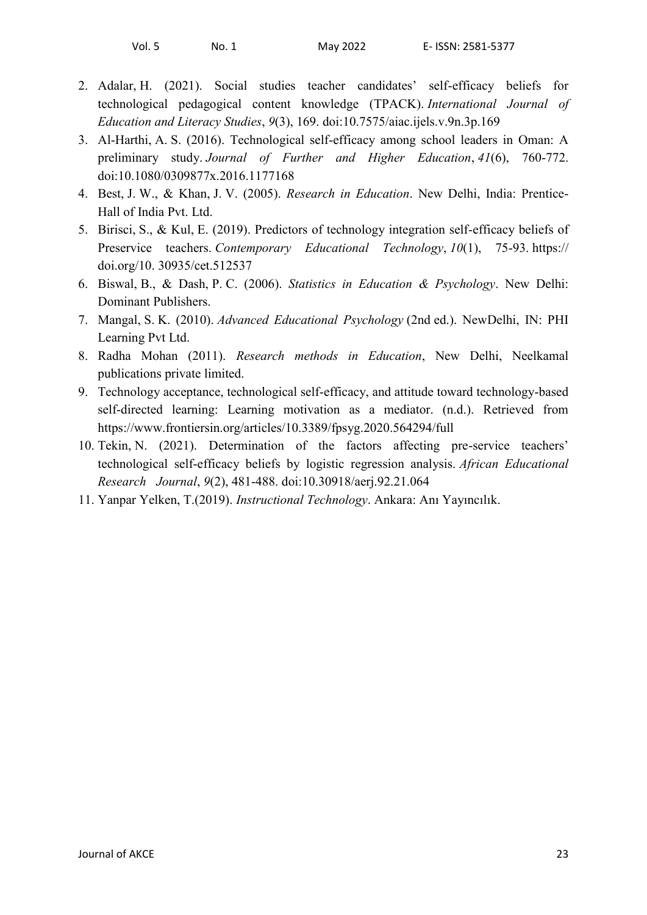2. Adalar, H. (2021). Social studies teacher candidates' self-efficacy beliefs for technological pedagogical content knowledge (TPACK). *International Journal of Education and Literacy Studies*, *9*(3), 169. doi:10.7575/aiac.ijels.v.9n.3p.169
3. Al-Harthi, A. S. (2016). Technological self-efficacy among school leaders in Oman: A preliminary study. *Journal of Further and Higher Education*, *41*(6), 760-772. doi:10.1080/0309877x.2016.1177168
4. Best, J. W., & Khan, J. V. (2005). *Research in Education*. New Delhi, India: Prentice-Hall of India Pvt. Ltd.
5. Birisci, S., & Kul, E. (2019). Predictors of technology integration self-efficacy beliefs of Preservice teachers. *Contemporary Educational Technology*, *10*(1), 75-93. https:// doi.org/10. 30935/cet.512537
6. Biswal, B., & Dash, P. C. (2006). *Statistics in Education & Psychology*. New Delhi: Dominant Publishers.
7. Mangal, S. K. (2010). *Advanced Educational Psychology* (2nd ed.). NewDelhi, IN: PHI Learning Pvt Ltd.
8. Radha Mohan (2011). *Research methods in Education*, New Delhi, Neelkamal publications private limited.
9. Technology acceptance, technological self-efficacy, and attitude toward technology-based self-directed learning: Learning motivation as a mediator. (n.d.). Retrieved from https://www.frontiersin.org/articles/10.3389/fpsyg.2020.564294/full
10. Tekin, N. (2021). Determination of the factors affecting pre-service teachers' technological self-efficacy beliefs by logistic regression analysis. *African Educational Research Journal*, *9*(2), 481-488. doi:10.30918/aerj.92.21.064
11. Yanpar Yelken, T.(2019). *Instructional Technology*. Ankara: Anı Yayıncılık.